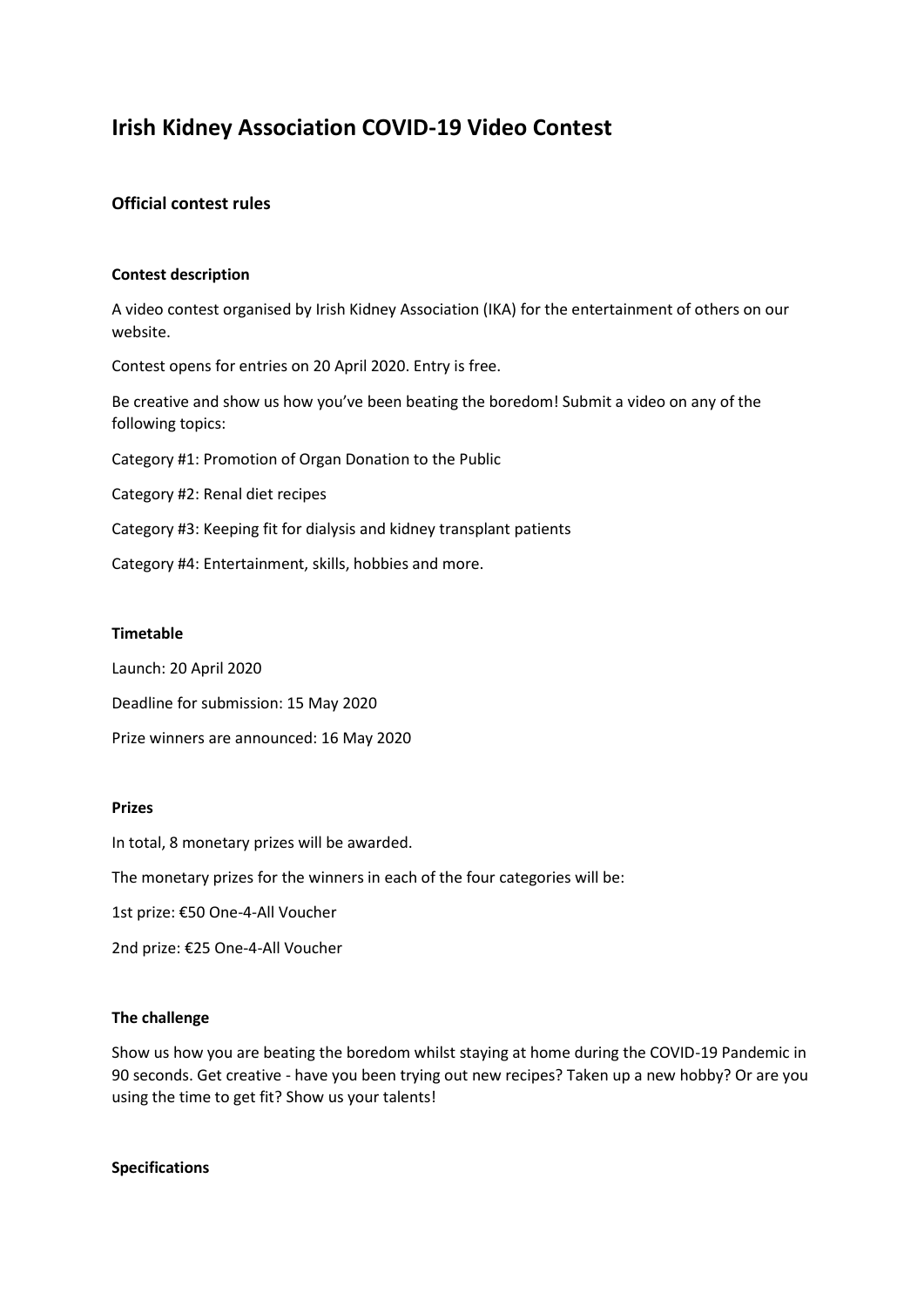# Irish Kidney Association COVID-19 Video Contest

## Official contest rules

### Contest description

A video contest organised by Irish Kidney Association (IKA) for the entertainment of others on our website.

Contest opens for entries on 20 April 2020. Entry is free.

Be creative and show us how you've been beating the boredom! Submit a video on any of the following topics:

Category #1: Promotion of Organ Donation to the Public

Category #2: Renal diet recipes

Category #3: Keeping fit for dialysis and kidney transplant patients

Category #4: Entertainment, skills, hobbies and more.

### Timetable

Launch: 20 April 2020

Deadline for submission: 15 May 2020

Prize winners are announced: 16 May 2020

### Prizes

In total, 8 monetary prizes will be awarded.

The monetary prizes for the winners in each of the four categories will be:

1st prize: €50 One-4-All Voucher

2nd prize: €25 One-4-All Voucher

### The challenge

Show us how you are beating the boredom whilst staying at home during the COVID-19 Pandemic in 90 seconds. Get creative - have you been trying out new recipes? Taken up a new hobby? Or are you using the time to get fit? Show us your talents!

### Specifications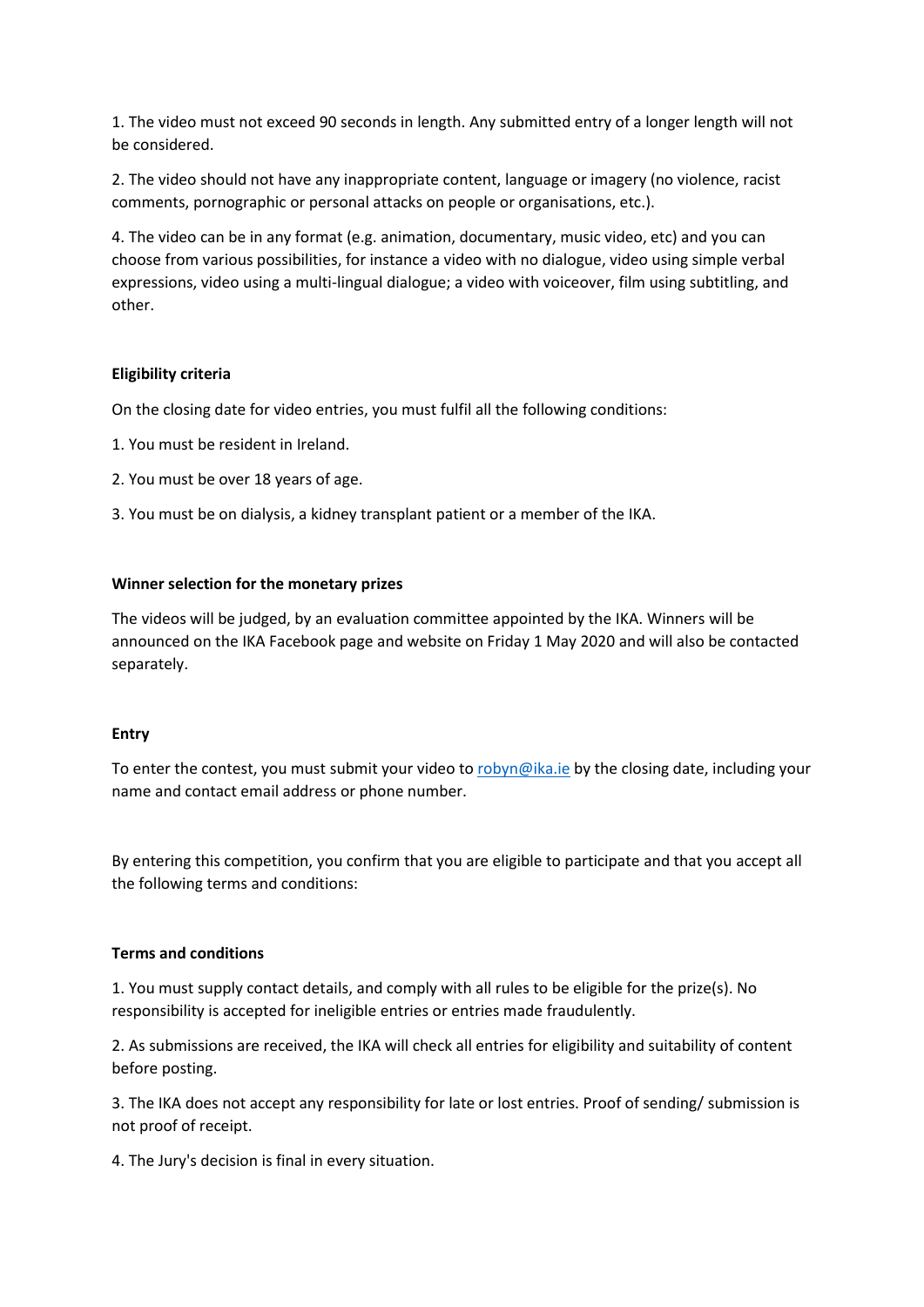1. The video must not exceed 90 seconds in length. Any submitted entry of a longer length will not be considered.

2. The video should not have any inappropriate content, language or imagery (no violence, racist comments, pornographic or personal attacks on people or organisations, etc.).

4. The video can be in any format (e.g. animation, documentary, music video, etc) and you can choose from various possibilities, for instance a video with no dialogue, video using simple verbal expressions, video using a multi-lingual dialogue; a video with voiceover, film using subtitling, and other.

**Eligibility criteria**

On the closing date for video entries, you must fulfil all the following conditions:

1. You must be resident in Ireland.

2. You must be over 18 years of age.

3. You must be on dialysis, a kidney transplant patient or a member of the IKA.

**Winner selection for the monetary prizes**

The videos will be judged, by an evaluation committee appointed by the IKA. Winners will be announced on the IKA Facebook page and website on Friday 1 May 2020 and will also be contacted separately.

**Entry**

To enter the contest, you must submit your video to robyn@ika.ie by the closing date, including your name and contact email address or phone number.

By entering this competition, you confirm that you are eligible to participate and that you accept all the following terms and conditions:

**Terms and conditions**

1. You must supply contact details, and comply with all rules to be eligible for the prize(s). No responsibility is accepted for ineligible entries or entries made fraudulently.

2. As submissions are received, the IKA will check all entries for eligibility and suitability of content before posting.

3. The IKA does not accept any responsibility for late or lost entries. Proof of sending/ submission is not proof of receipt.

4. The Jury's decision is final in every situation.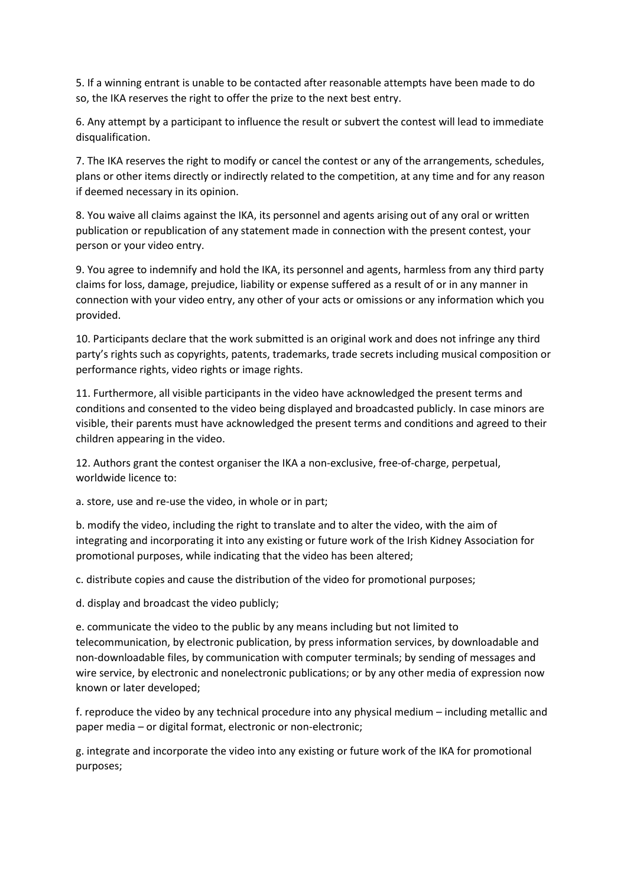5. If a winning entrant is unable to be contacted after reasonable attempts have been made to do so, the IKA reserves the right to offer the prize to the next best entry.

6. Any attempt by a participant to influence the result or subvert the contest will lead to immediate disqualification.

7. The IKA reserves the right to modify or cancel the contest or any of the arrangements, schedules, plans or other items directly or indirectly related to the competition, at any time and for any reason if deemed necessary in its opinion.

8. You waive all claims against the IKA, its personnel and agents arising out of any oral or written publication or republication of any statement made in connection with the present contest, your person or your video entry.

9. You agree to indemnify and hold the IKA, its personnel and agents, harmless from any third party claims for loss, damage, prejudice, liability or expense suffered as a result of or in any manner in connection with your video entry, any other of your acts or omissions or any information which you provided.

10. Participants declare that the work submitted is an original work and does not infringe any third party's rights such as copyrights, patents, trademarks, trade secrets including musical composition or performance rights, video rights or image rights.

11. Furthermore, all visible participants in the video have acknowledged the present terms and conditions and consented to the video being displayed and broadcasted publicly. In case minors are visible, their parents must have acknowledged the present terms and conditions and agreed to their children appearing in the video.

12. Authors grant the contest organiser the IKA a non-exclusive, free-of-charge, perpetual, worldwide licence to:

a. store, use and re-use the video, in whole or in part;

b. modify the video, including the right to translate and to alter the video, with the aim of integrating and incorporating it into any existing or future work of the Irish Kidney Association for promotional purposes, while indicating that the video has been altered;

c. distribute copies and cause the distribution of the video for promotional purposes;

d. display and broadcast the video publicly;

e. communicate the video to the public by any means including but not limited to telecommunication, by electronic publication, by press information services, by downloadable and non-downloadable files, by communication with computer terminals; by sending of messages and wire service, by electronic and nonelectronic publications; or by any other media of expression now known or later developed;

f. reproduce the video by any technical procedure into any physical medium – including metallic and paper media – or digital format, electronic or non-electronic;

g. integrate and incorporate the video into any existing or future work of the IKA for promotional purposes;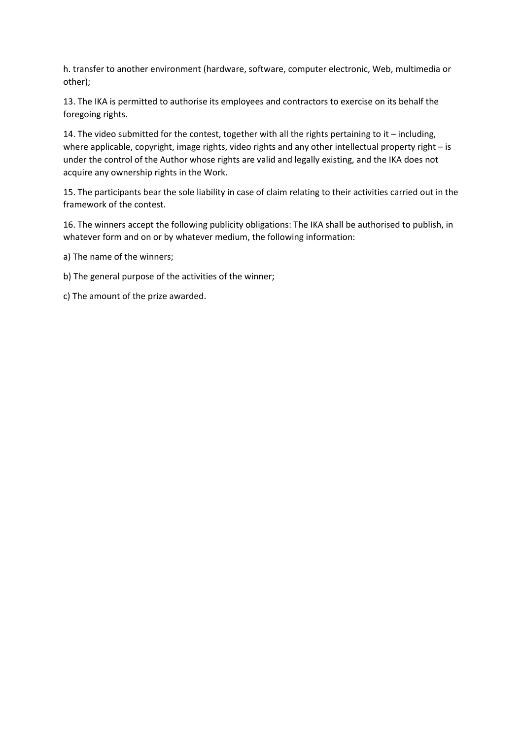h. transfer to another environment (hardware, software, computer electronic, Web, multimedia or other);

13. The IKA is permitted to authorise its employees and contractors to exercise on its behalf the foregoing rights.

14. The video submitted for the contest, together with all the rights pertaining to it – including, where applicable, copyright, image rights, video rights and any other intellectual property right – is under the control of the Author whose rights are valid and legally existing, and the IKA does not acquire any ownership rights in the Work.

15. The participants bear the sole liability in case of claim relating to their activities carried out in the framework of the contest.

16. The winners accept the following publicity obligations: The IKA shall be authorised to publish, in whatever form and on or by whatever medium, the following information:

a) The name of the winners;

b) The general purpose of the activities of the winner;

c) The amount of the prize awarded.